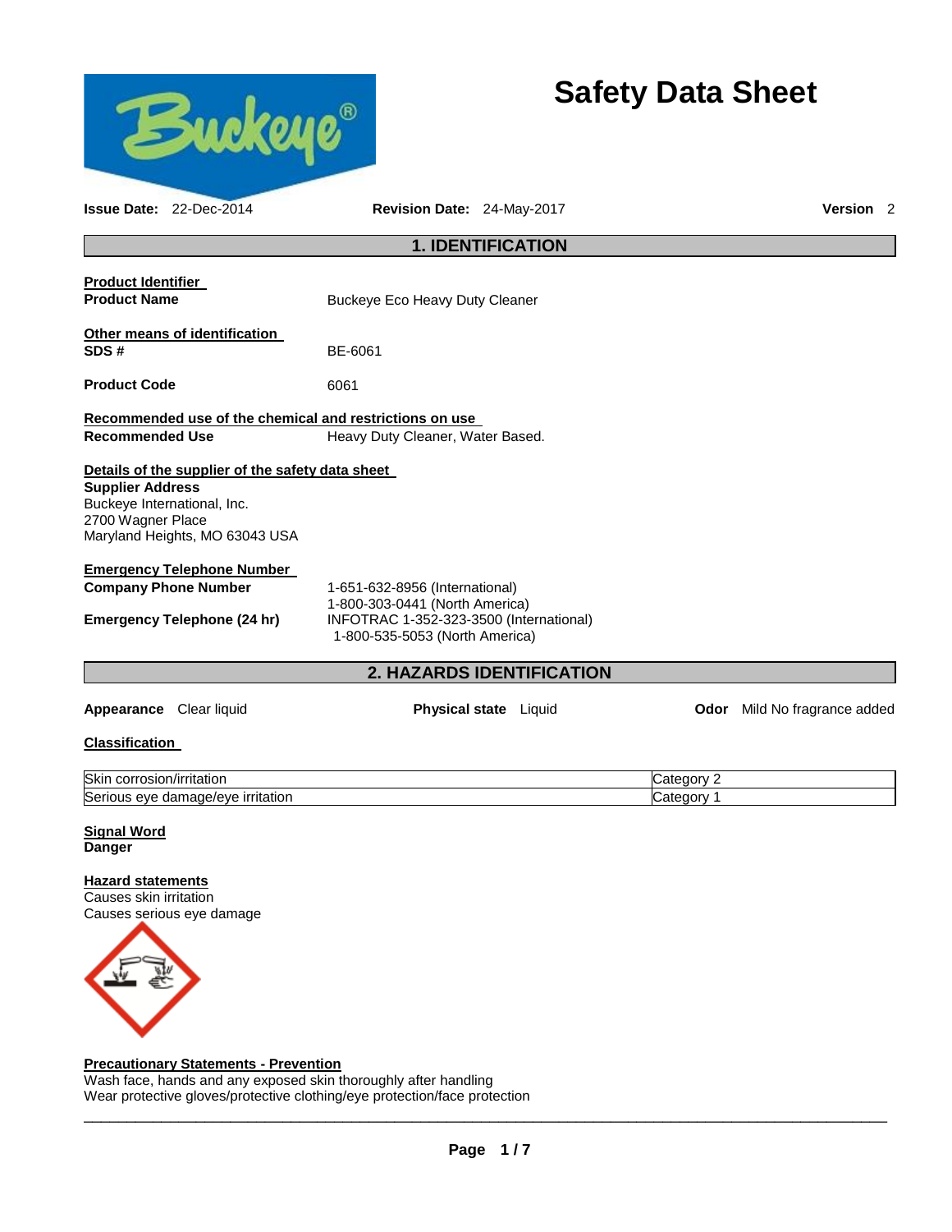# Safety Data Sheet

**Issue Date:** 22-Dec-2014 **Revision Date:** 24-May-2017 **Version** 2

## 1. IDENTIFICATION

**Product Identifier**

**Product Name** Buckeye Eco Heavy Duty Cleaner

**Other means of identification**

**SDS #** BE-6061

**Product Code** 6061

**Recommended use of the chemical and restrictions on use**

**Recommended Use** Heavy Duty Cleaner, Water Based.

**Details of the supplier of the safety data sheet**

**Supplier Address**
Buckeye International, Inc.
2700 Wagner Place
Maryland Heights, MO 63043 USA

**Emergency Telephone Number**

**Company Phone Number** 1-651-632-8956 (International)
1-800-303-0441 (North America)

**Emergency Telephone (24 hr)** INFOTRAC 1-352-323-3500 (International)
1-800-535-5053 (North America)

## 2. HAZARDS IDENTIFICATION

**Appearance** Clear liquid **Physical state** Liquid **Odor** Mild No fragrance added

**Classification**

| | |
|---|---|
| Skin corrosion/irritation | Category 2 |
| Serious eye damage/eye irritation | Category 1 |

**Signal Word**
**Danger**

**Hazard statements**
Causes skin irritation
Causes serious eye damage

**Precautionary Statements - Prevention**
Wash face, hands and any exposed skin thoroughly after handling
Wear protective gloves/protective clothing/eye protection/face protection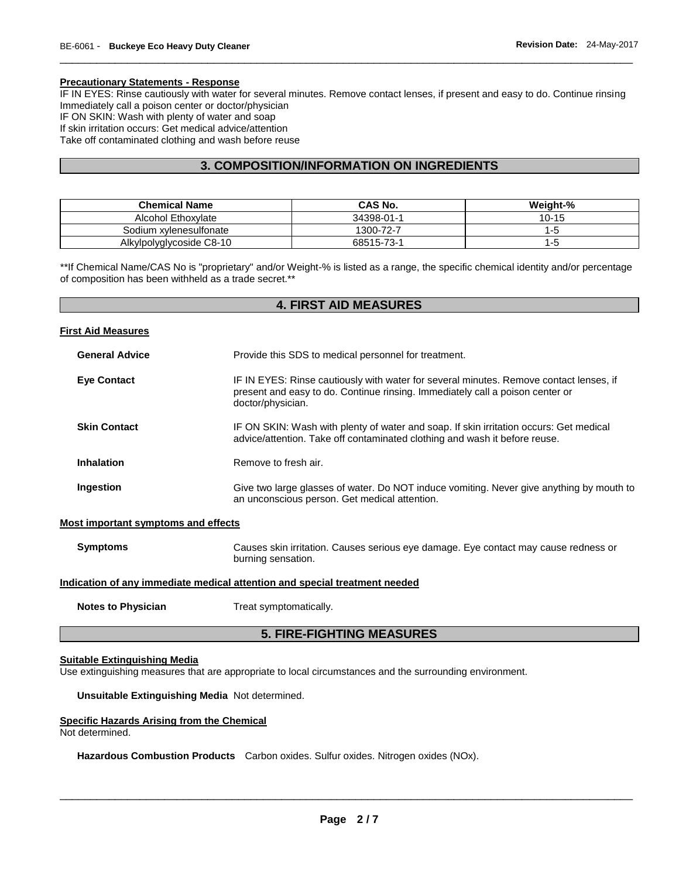**Precautionary Statements - Response**

IF IN EYES: Rinse cautiously with water for several minutes. Remove contact lenses, if present and easy to do. Continue rinsing
Immediately call a poison center or doctor/physician
IF ON SKIN: Wash with plenty of water and soap
If skin irritation occurs: Get medical advice/attention
Take off contaminated clothing and wash before reuse

## 3. COMPOSITION/INFORMATION ON INGREDIENTS

| Chemical Name | CAS No. | Weight-% |
|---|---|---|
| Alcohol Ethoxylate | 34398-01-1 | 10-15 |
| Sodium xylenesulfonate | 1300-72-7 | 1-5 |
| Alkylpolyglycoside C8-10 | 68515-73-1 | 1-5 |

**If Chemical Name/CAS No is "proprietary" and/or Weight-% is listed as a range, the specific chemical identity and/or percentage of composition has been withheld as a trade secret.**

## 4. FIRST AID MEASURES

**First Aid Measures**

**General Advice** Provide this SDS to medical personnel for treatment.

**Eye Contact** IF IN EYES: Rinse cautiously with water for several minutes. Remove contact lenses, if present and easy to do. Continue rinsing. Immediately call a poison center or doctor/physician.

**Skin Contact** IF ON SKIN: Wash with plenty of water and soap. If skin irritation occurs: Get medical advice/attention. Take off contaminated clothing and wash it before reuse.

**Inhalation** Remove to fresh air.

**Ingestion** Give two large glasses of water. Do NOT induce vomiting. Never give anything by mouth to an unconscious person. Get medical attention.

**Most important symptoms and effects**

**Symptoms** Causes skin irritation. Causes serious eye damage. Eye contact may cause redness or burning sensation.

**Indication of any immediate medical attention and special treatment needed**

**Notes to Physician** Treat symptomatically.

## 5. FIRE-FIGHTING MEASURES

**Suitable Extinguishing Media**

Use extinguishing measures that are appropriate to local circumstances and the surrounding environment.

**Unsuitable Extinguishing Media** Not determined.

**Specific Hazards Arising from the Chemical**

Not determined.

**Hazardous Combustion Products** Carbon oxides. Sulfur oxides. Nitrogen oxides (NOx).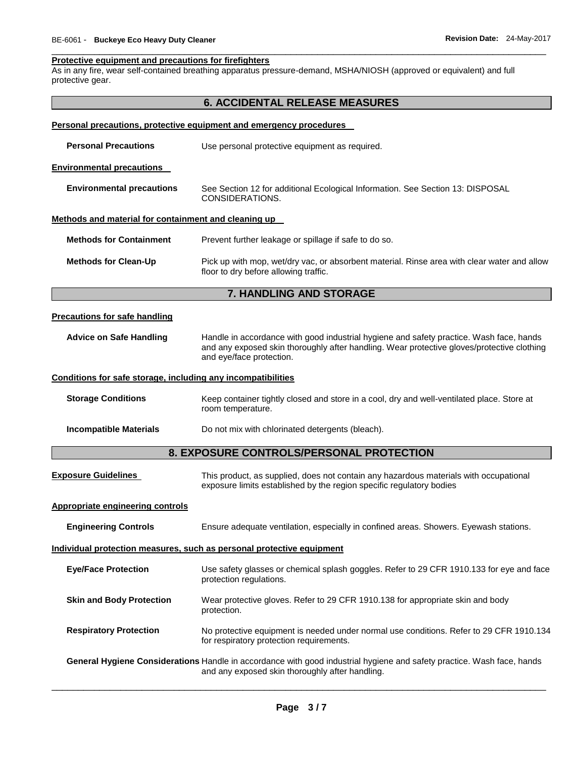#### Protective equipment and precautions for firefighters

As in any fire, wear self-contained breathing apparatus pressure-demand, MSHA/NIOSH (approved or equivalent) and full protective gear.

## 6. ACCIDENTAL RELEASE MEASURES

#### Personal precautions, protective equipment and emergency procedures

**Personal Precautions** Use personal protective equipment as required.

#### Environmental precautions

**Environmental precautions** See Section 12 for additional Ecological Information. See Section 13: DISPOSAL CONSIDERATIONS.

#### Methods and material for containment and cleaning up

**Methods for Containment** Prevent further leakage or spillage if safe to do so.

**Methods for Clean-Up** Pick up with mop, wet/dry vac, or absorbent material. Rinse area with clear water and allow floor to dry before allowing traffic.

## 7. HANDLING AND STORAGE

#### Precautions for safe handling

**Advice on Safe Handling** Handle in accordance with good industrial hygiene and safety practice. Wash face, hands and any exposed skin thoroughly after handling. Wear protective gloves/protective clothing and eye/face protection.

#### Conditions for safe storage, including any incompatibilities

**Storage Conditions** Keep container tightly closed and store in a cool, dry and well-ventilated place. Store at room temperature.

**Incompatible Materials** Do not mix with chlorinated detergents (bleach).

## 8. EXPOSURE CONTROLS/PERSONAL PROTECTION

**Exposure Guidelines** This product, as supplied, does not contain any hazardous materials with occupational exposure limits established by the region specific regulatory bodies

#### Appropriate engineering controls

**Engineering Controls** Ensure adequate ventilation, especially in confined areas. Showers. Eyewash stations.

#### Individual protection measures, such as personal protective equipment

**Eye/Face Protection** Use safety glasses or chemical splash goggles. Refer to 29 CFR 1910.133 for eye and face protection regulations.

**Skin and Body Protection** Wear protective gloves. Refer to 29 CFR 1910.138 for appropriate skin and body protection.

**Respiratory Protection** No protective equipment is needed under normal use conditions. Refer to 29 CFR 1910.134 for respiratory protection requirements.

**General Hygiene Considerations** Handle in accordance with good industrial hygiene and safety practice. Wash face, hands and any exposed skin thoroughly after handling.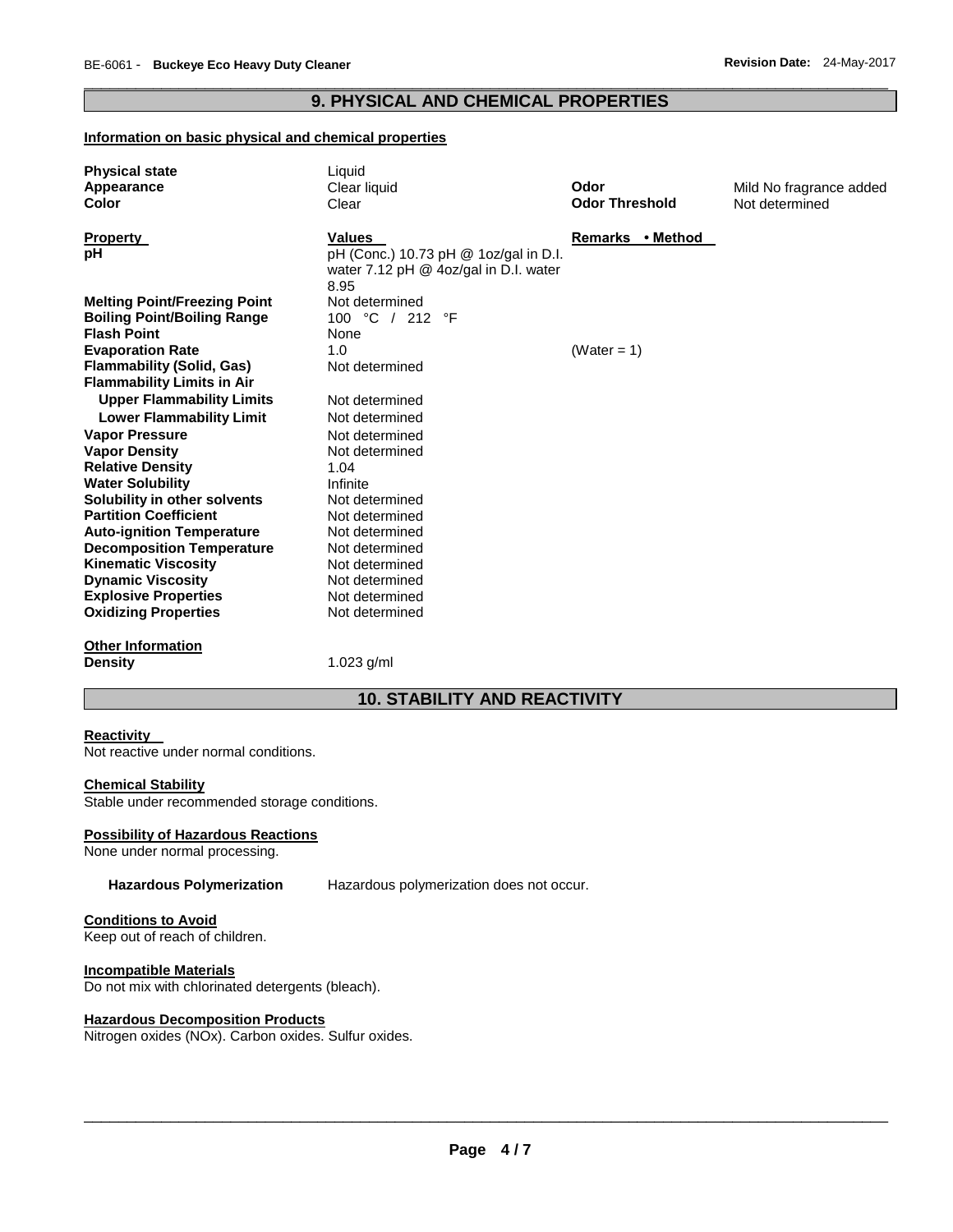## 9. PHYSICAL AND CHEMICAL PROPERTIES

**Information on basic physical and chemical properties**

| | | | |
|---|---|---|---|
| **Physical state** | Liquid | | |
| **Appearance** | Clear liquid | **Odor** | Mild No fragrance added |
| **Color** | Clear | **Odor Threshold** | Not determined |

| **Property** | **Values** | **Remarks • Method** |
|---|---|---|
| **pH** | pH (Conc.) 10.73 pH @ 1oz/gal in D.I. water 7.12 pH @ 4oz/gal in D.I. water 8.95 | |
| **Melting Point/Freezing Point** | Not determined | |
| **Boiling Point/Boiling Range** | 100 °C / 212 °F | |
| **Flash Point** | None | |
| **Evaporation Rate** | 1.0 | (Water = 1) |
| **Flammability (Solid, Gas)** | Not determined | |
| **Flammability Limits in Air** | | |
| **Upper Flammability Limits** | Not determined | |
| **Lower Flammability Limit** | Not determined | |
| **Vapor Pressure** | Not determined | |
| **Vapor Density** | Not determined | |
| **Relative Density** | 1.04 | |
| **Water Solubility** | Infinite | |
| **Solubility in other solvents** | Not determined | |
| **Partition Coefficient** | Not determined | |
| **Auto-ignition Temperature** | Not determined | |
| **Decomposition Temperature** | Not determined | |
| **Kinematic Viscosity** | Not determined | |
| **Dynamic Viscosity** | Not determined | |
| **Explosive Properties** | Not determined | |
| **Oxidizing Properties** | Not determined | |

**Other Information**

**Density** 1.023 g/ml

## 10. STABILITY AND REACTIVITY

**Reactivity**

Not reactive under normal conditions.

**Chemical Stability**

Stable under recommended storage conditions.

**Possibility of Hazardous Reactions**

None under normal processing.

**Hazardous Polymerization** Hazardous polymerization does not occur.

**Conditions to Avoid**

Keep out of reach of children.

**Incompatible Materials**

Do not mix with chlorinated detergents (bleach).

**Hazardous Decomposition Products**

Nitrogen oxides (NOx). Carbon oxides. Sulfur oxides.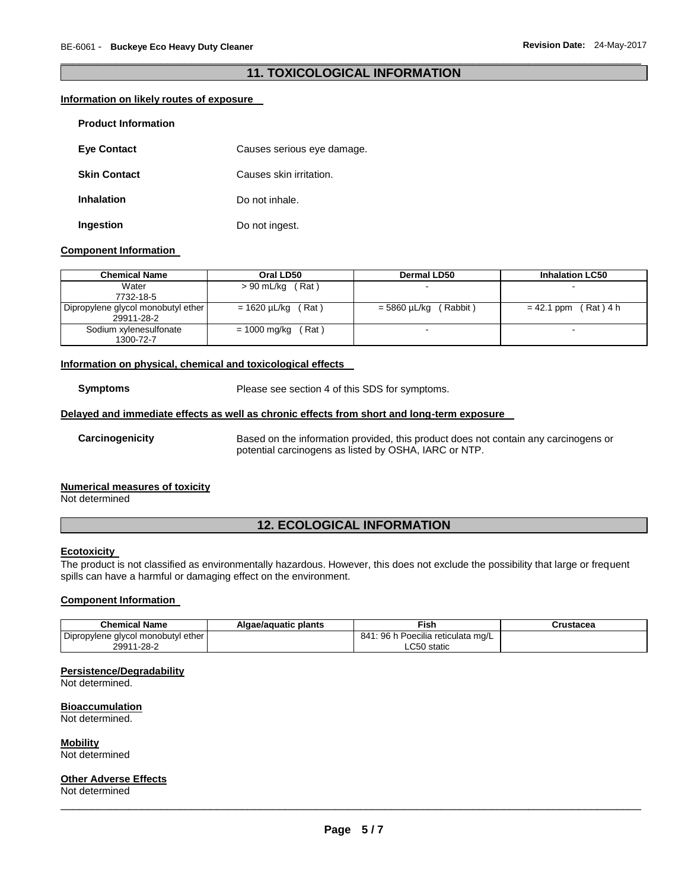## 11. TOXICOLOGICAL INFORMATION

### Information on likely routes of exposure

**Product Information**

**Eye Contact** Causes serious eye damage.

**Skin Contact** Causes skin irritation.

**Inhalation** Do not inhale.

**Ingestion** Do not ingest.

### Component Information

| Chemical Name | Oral LD50 | Dermal LD50 | Inhalation LC50 |
|---|---|---|---|
| Water<br>7732-18-5 | > 90 mL/kg ( Rat ) | - | - |
| Dipropylene glycol monobutyl ether<br>29911-28-2 | = 1620 µL/kg ( Rat ) | = 5860 µL/kg ( Rabbit ) | = 42.1 ppm ( Rat ) 4 h |
| Sodium xylenesulfonate<br>1300-72-7 | = 1000 mg/kg ( Rat ) | - | - |

### Information on physical, chemical and toxicological effects

**Symptoms** Please see section 4 of this SDS for symptoms.

### Delayed and immediate effects as well as chronic effects from short and long-term exposure

**Carcinogenicity** Based on the information provided, this product does not contain any carcinogens or potential carcinogens as listed by OSHA, IARC or NTP.

### Numerical measures of toxicity

Not determined

## 12. ECOLOGICAL INFORMATION

### Ecotoxicity

The product is not classified as environmentally hazardous. However, this does not exclude the possibility that large or frequent spills can have a harmful or damaging effect on the environment.

### Component Information

| Chemical Name | Algae/aquatic plants | Fish | Crustacea |
|---|---|---|---|
| Dipropylene glycol monobutyl ether<br>29911-28-2 | | 841: 96 h Poecilia reticulata mg/L<br>LC50 static | |

### Persistence/Degradability

Not determined.

### Bioaccumulation

Not determined.

### Mobility

Not determined

### Other Adverse Effects

Not determined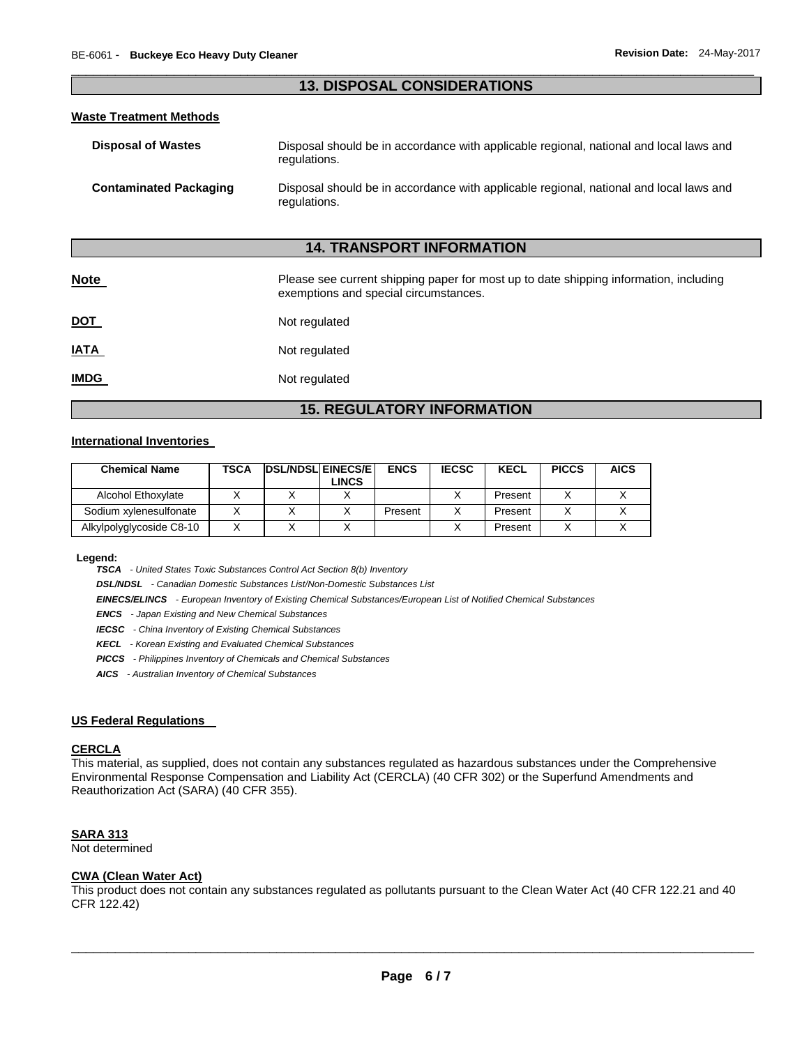## 13. DISPOSAL CONSIDERATIONS

### Waste Treatment Methods

**Disposal of Wastes** Disposal should be in accordance with applicable regional, national and local laws and regulations.

**Contaminated Packaging** Disposal should be in accordance with applicable regional, national and local laws and regulations.

## 14. TRANSPORT INFORMATION

**Note** Please see current shipping paper for most up to date shipping information, including exemptions and special circumstances.

**DOT** Not regulated

**IATA** Not regulated

**IMDG** Not regulated

## 15. REGULATORY INFORMATION

### International Inventories

| Chemical Name | TSCA | DSL/NDSL | EINECS/ELINCS | ENCS | IECSC | KECL | PICCS | AICS |
|---|---|---|---|---|---|---|---|---|
| Alcohol Ethoxylate | X | X | X | | X | Present | X | X |
| Sodium xylenesulfonate | X | X | X | Present | X | Present | X | X |
| Alkylpolyglycoside C8-10 | X | X | X | | X | Present | X | X |

**Legend:**

***TSCA*** *- United States Toxic Substances Control Act Section 8(b) Inventory*

***DSL/NDSL*** *- Canadian Domestic Substances List/Non-Domestic Substances List*

***EINECS/ELINCS*** *- European Inventory of Existing Chemical Substances/European List of Notified Chemical Substances*

***ENCS*** *- Japan Existing and New Chemical Substances*

***IECSC*** *- China Inventory of Existing Chemical Substances*

***KECL*** *- Korean Existing and Evaluated Chemical Substances*

***PICCS*** *- Philippines Inventory of Chemicals and Chemical Substances*

***AICS*** *- Australian Inventory of Chemical Substances*

### US Federal Regulations

**CERCLA**

This material, as supplied, does not contain any substances regulated as hazardous substances under the Comprehensive Environmental Response Compensation and Liability Act (CERCLA) (40 CFR 302) or the Superfund Amendments and Reauthorization Act (SARA) (40 CFR 355).

**SARA 313**

Not determined

**CWA (Clean Water Act)**

This product does not contain any substances regulated as pollutants pursuant to the Clean Water Act (40 CFR 122.21 and 40 CFR 122.42)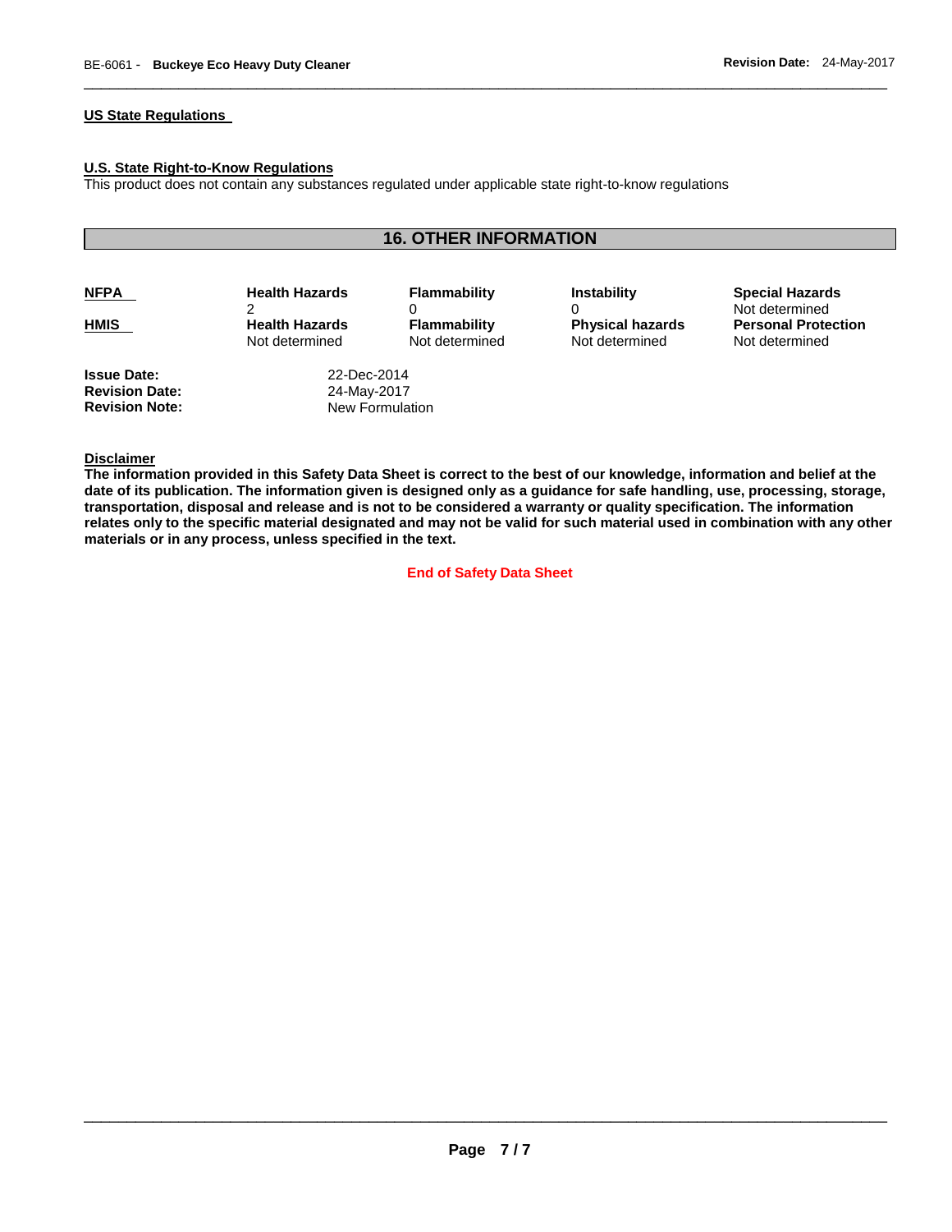**US State Regulations**

**U.S. State Right-to-Know Regulations**

This product does not contain any substances regulated under applicable state right-to-know regulations

## 16. OTHER INFORMATION

| | | | | |
|---|---|---|---|---|
| **NFPA** | **Health Hazards** 2 | **Flammability** 0 | **Instability** 0 | **Special Hazards** Not determined |
| **HMIS** | **Health Hazards** Not determined | **Flammability** Not determined | **Physical hazards** Not determined | **Personal Protection** Not determined |

**Issue Date:** 22-Dec-2014
**Revision Date:** 24-May-2017
**Revision Note:** New Formulation

**Disclaimer**

**The information provided in this Safety Data Sheet is correct to the best of our knowledge, information and belief at the date of its publication. The information given is designed only as a guidance for safe handling, use, processing, storage, transportation, disposal and release and is not to be considered a warranty or quality specification. The information relates only to the specific material designated and may not be valid for such material used in combination with any other materials or in any process, unless specified in the text.**

**End of Safety Data Sheet**